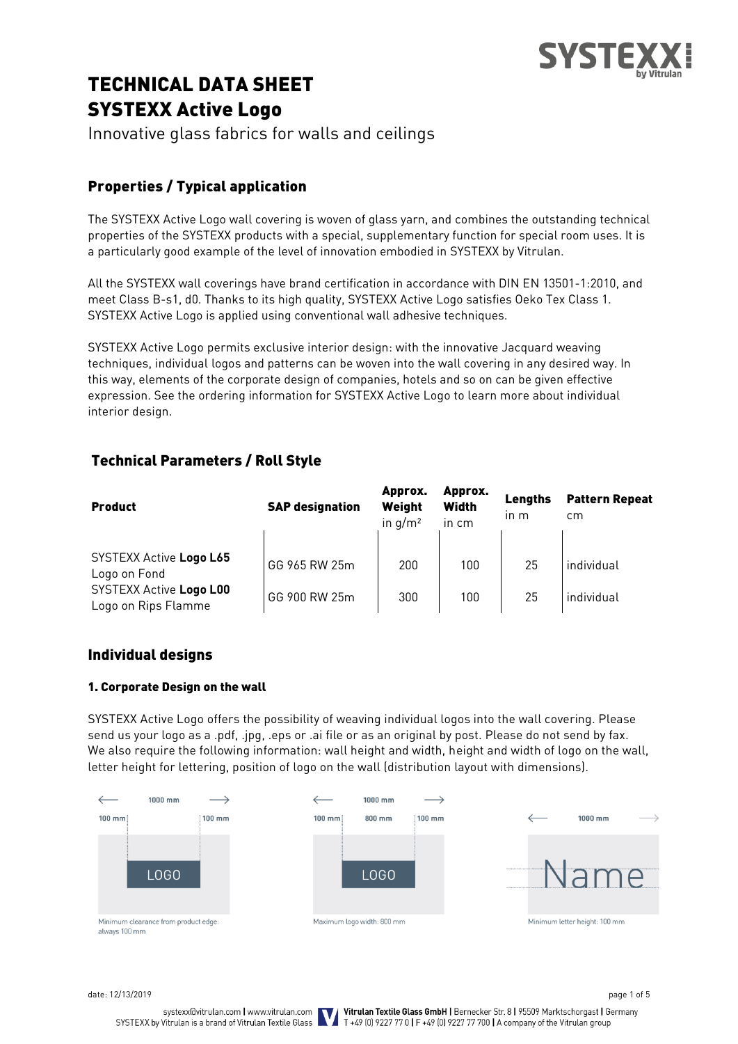# TECHNICAL DATA SHEET
# SYSTEXX Active Logo

Innovative glass fabrics for walls and ceilings

## Properties / Typical application

The SYSTEXX Active Logo wall covering is woven of glass yarn, and combines the outstanding technical properties of the SYSTEXX products with a special, supplementary function for special room uses. It is a particularly good example of the level of innovation embodied in SYSTEXX by Vitrulan.

All the SYSTEXX wall coverings have brand certification in accordance with DIN EN 13501-1:2010, and meet Class B-s1, d0. Thanks to its high quality, SYSTEXX Active Logo satisfies Oeko Tex Class 1. SYSTEXX Active Logo is applied using conventional wall adhesive techniques.

SYSTEXX Active Logo permits exclusive interior design: with the innovative Jacquard weaving techniques, individual logos and patterns can be woven into the wall covering in any desired way. In this way, elements of the corporate design of companies, hotels and so on can be given effective expression. See the ordering information for SYSTEXX Active Logo to learn more about individual interior design.

## Technical Parameters / Roll Style

| Product | SAP designation | Approx. Weight in g/m² | Approx. Width in cm | Lengths in m | Pattern Repeat cm |
|---|---|---|---|---|---|
| SYSTEXX Active **Logo L65** Logo on Fond | GG 965 RW 25m | 200 | 100 | 25 | individual |
| SYSTEXX Active **Logo L00** Logo on Rips Flamme | GG 900 RW 25m | 300 | 100 | 25 | individual |

## Individual designs

### 1. Corporate Design on the wall

SYSTEXX Active Logo offers the possibility of weaving individual logos into the wall covering. Please send us your logo as a .pdf, .jpg, .eps or .ai file or as an original by post. Please do not send by fax. We also require the following information: wall height and width, height and width of logo on the wall, letter height for lettering, position of logo on the wall (distribution layout with dimensions).

1000 mm — 100 mm — 100 mm — LOGO

Minimum clearance from product edge: always 100 mm

1000 mm — 100 mm — 800 mm — 100 mm — LOGO

Maximum logo width: 800 mm

1000 mm — Name

Minimum letter height: 100 mm

date: 12/13/2019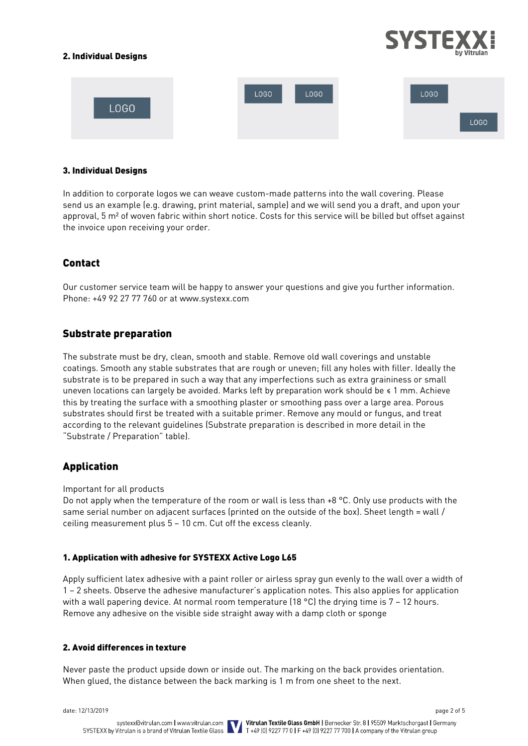### 2. Individual Designs

LOGO

LOGO LOGO

LOGO LOGO

### 3. Individual Designs

In addition to corporate logos we can weave custom-made patterns into the wall covering. Please send us an example (e.g. drawing, print material, sample) and we will send you a draft, and upon your approval, 5 m² of woven fabric within short notice. Costs for this service will be billed but offset against the invoice upon receiving your order.

## Contact

Our customer service team will be happy to answer your questions and give you further information. Phone: +49 92 27 77 760 or at www.systexx.com

## Substrate preparation

The substrate must be dry, clean, smooth and stable. Remove old wall coverings and unstable coatings. Smooth any stable substrates that are rough or uneven; fill any holes with filler. Ideally the substrate is to be prepared in such a way that any imperfections such as extra graininess or small uneven locations can largely be avoided. Marks left by preparation work should be ≤ 1 mm. Achieve this by treating the surface with a smoothing plaster or smoothing pass over a large area. Porous substrates should first be treated with a suitable primer. Remove any mould or fungus, and treat according to the relevant guidelines (Substrate preparation is described in more detail in the "Substrate / Preparation" table).

## Application

Important for all products
Do not apply when the temperature of the room or wall is less than +8 °C. Only use products with the same serial number on adjacent surfaces (printed on the outside of the box). Sheet length = wall / ceiling measurement plus 5 – 10 cm. Cut off the excess cleanly.

### 1. Application with adhesive for SYSTEXX Active Logo L65

Apply sufficient latex adhesive with a paint roller or airless spray gun evenly to the wall over a width of 1 – 2 sheets. Observe the adhesive manufacturer's application notes. This also applies for application with a wall papering device. At normal room temperature (18 °C) the drying time is 7 – 12 hours. Remove any adhesive on the visible side straight away with a damp cloth or sponge

### 2. Avoid differences in texture

Never paste the product upside down or inside out. The marking on the back provides orientation. When glued, the distance between the back marking is 1 m from one sheet to the next.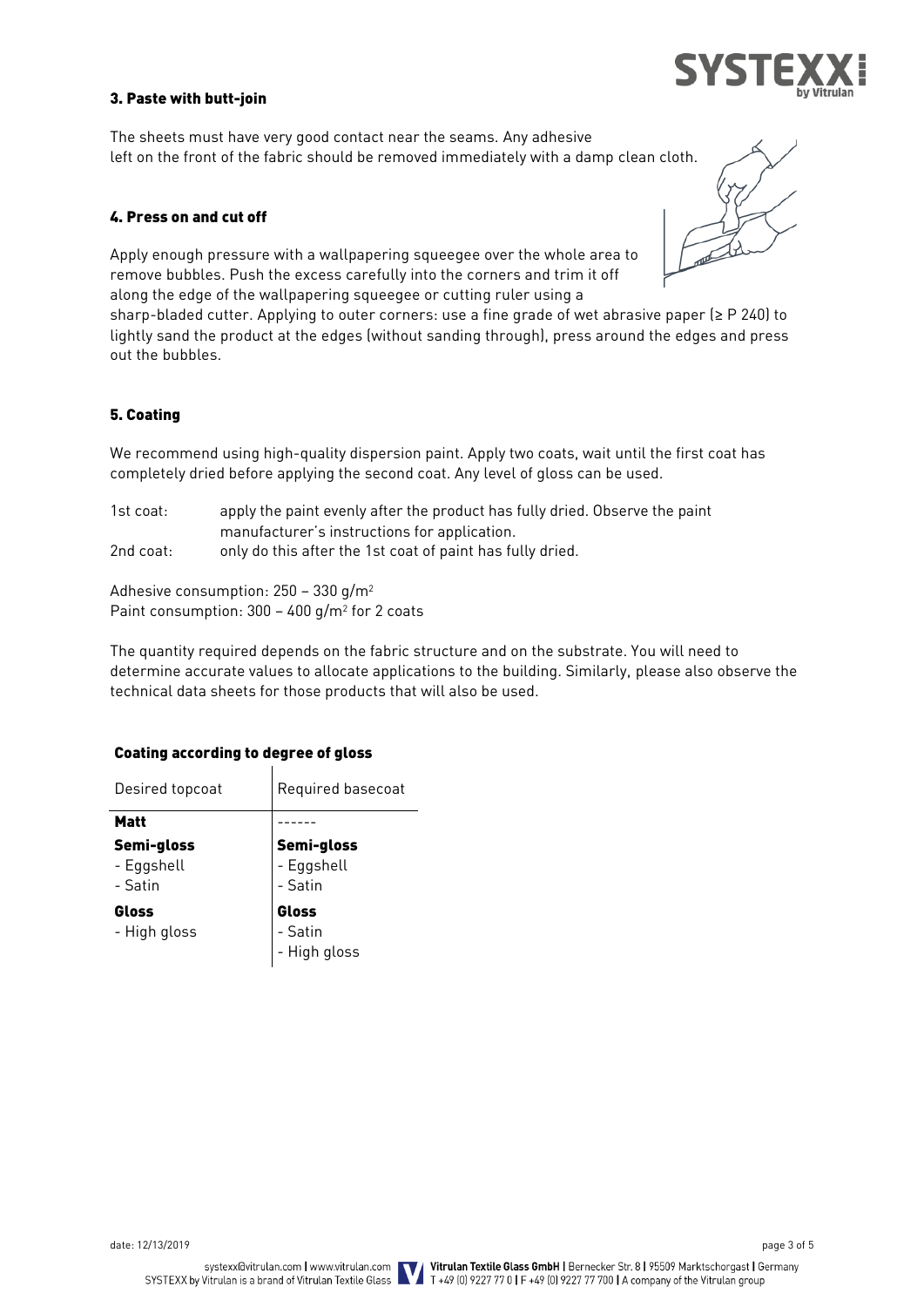### 3. Paste with butt-join

The sheets must have very good contact near the seams. Any adhesive left on the front of the fabric should be removed immediately with a damp clean cloth.

### 4. Press on and cut off

Apply enough pressure with a wallpapering squeegee over the whole area to remove bubbles. Push the excess carefully into the corners and trim it off along the edge of the wallpapering squeegee or cutting ruler using a sharp-bladed cutter. Applying to outer corners: use a fine grade of wet abrasive paper (≥ P 240) to lightly sand the product at the edges (without sanding through), press around the edges and press out the bubbles.

### 5. Coating

We recommend using high-quality dispersion paint. Apply two coats, wait until the first coat has completely dried before applying the second coat. Any level of gloss can be used.

1st coat: apply the paint evenly after the product has fully dried. Observe the paint manufacturer's instructions for application.
2nd coat: only do this after the 1st coat of paint has fully dried.

Adhesive consumption: 250 – 330 g/m²
Paint consumption: 300 – 400 g/m² for 2 coats

The quantity required depends on the fabric structure and on the substrate. You will need to determine accurate values to allocate applications to the building. Similarly, please also observe the technical data sheets for those products that will also be used.

#### Coating according to degree of gloss

| Desired topcoat | Required basecoat |
|---|---|
| **Matt** | ------ |
| **Semi-gloss**<br>- Eggshell<br>- Satin | **Semi-gloss**<br>- Eggshell<br>- Satin |
| **Gloss**<br>- High gloss | **Gloss**<br>- Satin<br>- High gloss |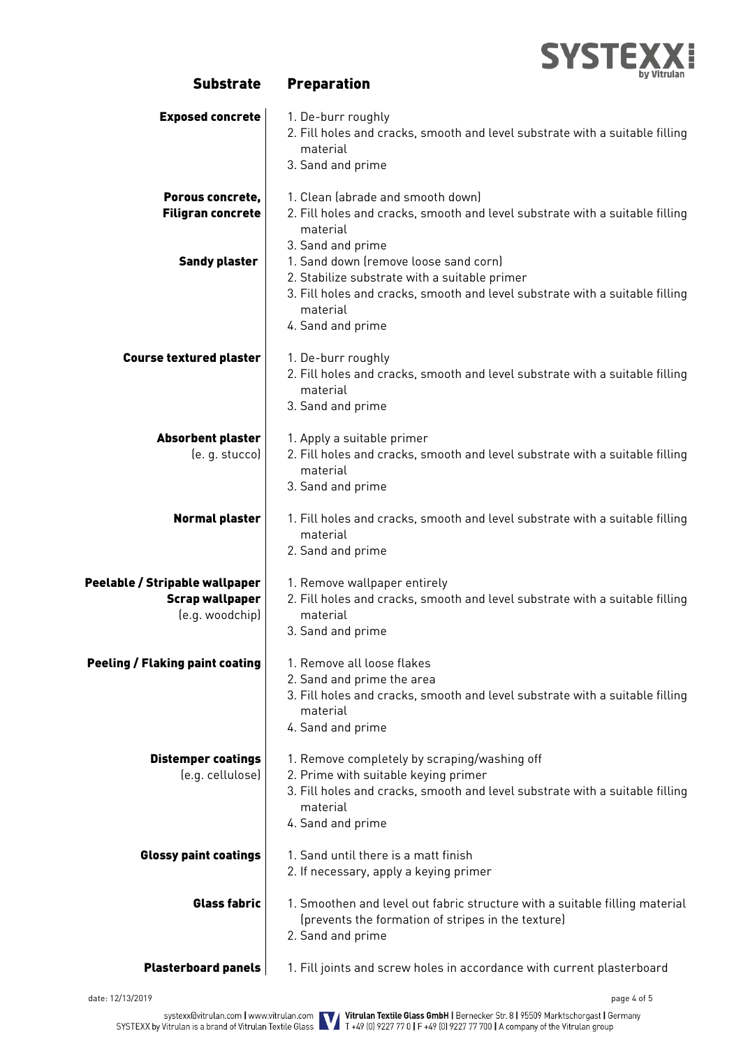| Substrate | Preparation |
| --- | --- |
| **Exposed concrete** | 1. De-burr roughly<br>2. Fill holes and cracks, smooth and level substrate with a suitable filling material<br>3. Sand and prime |
| **Porous concrete, Filigran concrete** | 1. Clean (abrade and smooth down)<br>2. Fill holes and cracks, smooth and level substrate with a suitable filling material<br>3. Sand and prime |
| **Sandy plaster** | 1. Sand down (remove loose sand corn)<br>2. Stabilize substrate with a suitable primer<br>3. Fill holes and cracks, smooth and level substrate with a suitable filling material<br>4. Sand and prime |
| **Course textured plaster** | 1. De-burr roughly<br>2. Fill holes and cracks, smooth and level substrate with a suitable filling material<br>3. Sand and prime |
| **Absorbent plaster** (e. g. stucco) | 1. Apply a suitable primer<br>2. Fill holes and cracks, smooth and level substrate with a suitable filling material<br>3. Sand and prime |
| **Normal plaster** | 1. Fill holes and cracks, smooth and level substrate with a suitable filling material<br>2. Sand and prime |
| **Peelable / Stripable wallpaper**<br>**Scrap wallpaper** (e.g. woodchip) | 1. Remove wallpaper entirely<br>2. Fill holes and cracks, smooth and level substrate with a suitable filling material<br>3. Sand and prime |
| **Peeling / Flaking paint coating** | 1. Remove all loose flakes<br>2. Sand and prime the area<br>3. Fill holes and cracks, smooth and level substrate with a suitable filling material<br>4. Sand and prime |
| **Distemper coatings** (e.g. cellulose) | 1. Remove completely by scraping/washing off<br>2. Prime with suitable keying primer<br>3. Fill holes and cracks, smooth and level substrate with a suitable filling material<br>4. Sand and prime |
| **Glossy paint coatings** | 1. Sand until there is a matt finish<br>2. If necessary, apply a keying primer |
| **Glass fabric** | 1. Smoothen and level out fabric structure with a suitable filling material (prevents the formation of stripes in the texture)<br>2. Sand and prime |
| **Plasterboard panels** | 1. Fill joints and screw holes in accordance with current plasterboard |

date: 12/13/2019

systexx@vitrulan.com | www.vitrulan.com
SYSTEXX by Vitrulan is a brand of Vitrulan Textile Glass

**Vitrulan Textile Glass GmbH** | Bernecker Str. 8 | 95509 Marktschorgast | Germany
T +49 (0) 9227 77 0 | F +49 (0) 9227 77 700 | A company of the Vitrulan group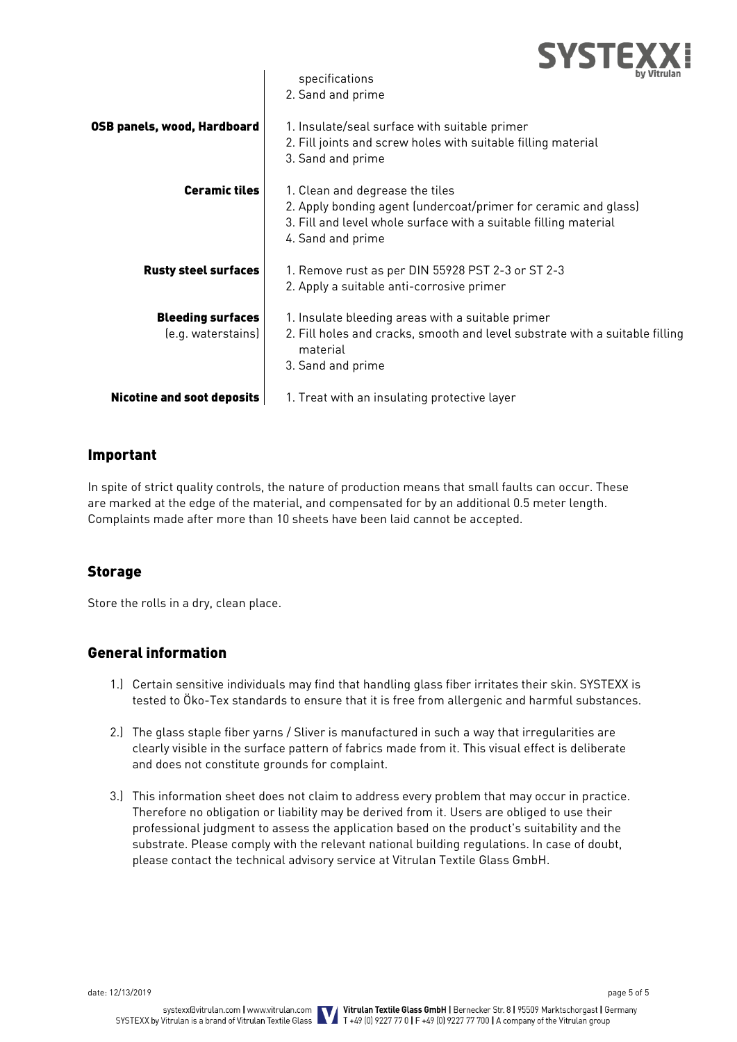| | |
|---|---|
| | specifications<br>2. Sand and prime |
| **OSB panels, wood, Hardboard** | 1. Insulate/seal surface with suitable primer<br>2. Fill joints and screw holes with suitable filling material<br>3. Sand and prime |
| **Ceramic tiles** | 1. Clean and degrease the tiles<br>2. Apply bonding agent (undercoat/primer for ceramic and glass)<br>3. Fill and level whole surface with a suitable filling material<br>4. Sand and prime |
| **Rusty steel surfaces** | 1. Remove rust as per DIN 55928 PST 2-3 or ST 2-3<br>2. Apply a suitable anti-corrosive primer |
| **Bleeding surfaces** (e.g. waterstains) | 1. Insulate bleeding areas with a suitable primer<br>2. Fill holes and cracks, smooth and level substrate with a suitable filling material<br>3. Sand and prime |
| **Nicotine and soot deposits** | 1. Treat with an insulating protective layer |

## Important

In spite of strict quality controls, the nature of production means that small faults can occur. These are marked at the edge of the material, and compensated for by an additional 0.5 meter length. Complaints made after more than 10 sheets have been laid cannot be accepted.

## Storage

Store the rolls in a dry, clean place.

## General information

1.) Certain sensitive individuals may find that handling glass fiber irritates their skin. SYSTEXX is tested to Öko-Tex standards to ensure that it is free from allergenic and harmful substances.

2.) The glass staple fiber yarns / Sliver is manufactured in such a way that irregularities are clearly visible in the surface pattern of fabrics made from it. This visual effect is deliberate and does not constitute grounds for complaint.

3.) This information sheet does not claim to address every problem that may occur in practice. Therefore no obligation or liability may be derived from it. Users are obliged to use their professional judgment to assess the application based on the product's suitability and the substrate. Please comply with the relevant national building regulations. In case of doubt, please contact the technical advisory service at Vitrulan Textile Glass GmbH.